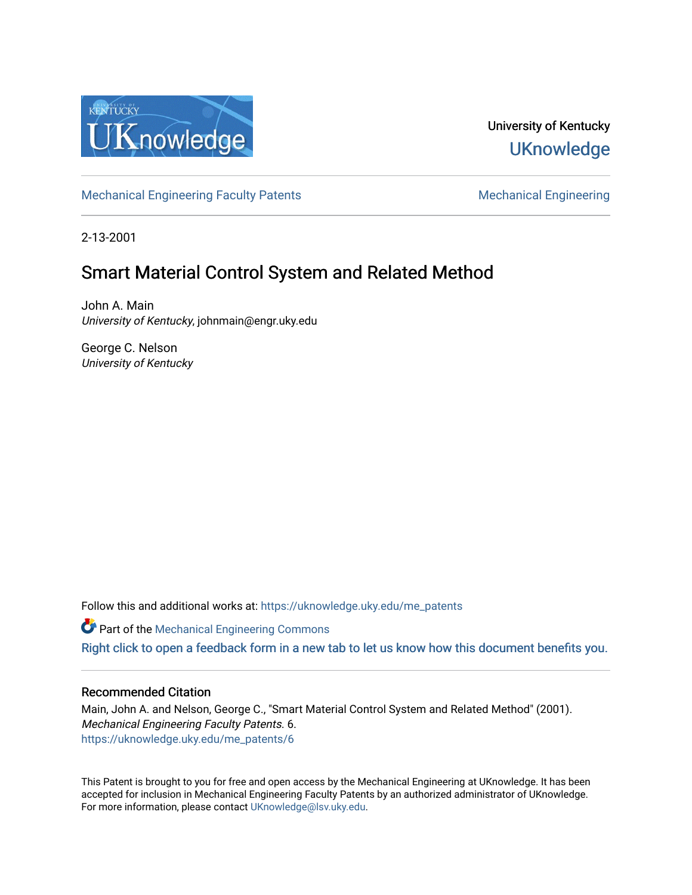University of Kentucky

UKnowledge

Mechanical Engineering Faculty Patents | Mechanical Engineering

2-13-2001

# Smart Material Control System and Related Method

John A. Main
*University of Kentucky*, johnmain@engr.uky.edu

George C. Nelson
*University of Kentucky*

Follow this and additional works at: https://uknowledge.uky.edu/me_patents

Part of the Mechanical Engineering Commons

Right click to open a feedback form in a new tab to let us know how this document benefits you.

## Recommended Citation

Main, John A. and Nelson, George C., "Smart Material Control System and Related Method" (2001). *Mechanical Engineering Faculty Patents*. 6.
https://uknowledge.uky.edu/me_patents/6

This Patent is brought to you for free and open access by the Mechanical Engineering at UKnowledge. It has been accepted for inclusion in Mechanical Engineering Faculty Patents by an authorized administrator of UKnowledge. For more information, please contact UKnowledge@lsv.uky.edu.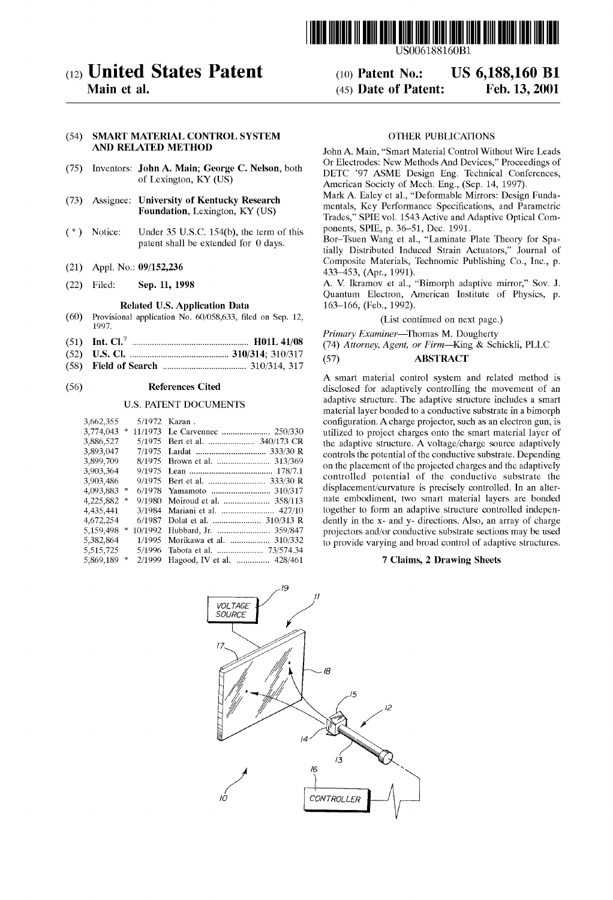US006188160B1

# (12) United States Patent
**Main et al.**

(10) **Patent No.: US 6,188,160 B1**

(45) **Date of Patent: Feb. 13, 2001**

(54) **SMART MATERIAL CONTROL SYSTEM AND RELATED METHOD**

(75) Inventors: **John A. Main; George C. Nelson**, both of Lexington, KY (US)

(73) Assignee: **University of Kentucky Research Foundation**, Lexington, KY (US)

( * ) Notice: Under 35 U.S.C. 154(b), the term of this patent shall be extended for 0 days.

(21) Appl. No.: **09/152,236**

(22) Filed: **Sep. 11, 1998**

**Related U.S. Application Data**

(60) Provisional application No. 60/058,633, filed on Sep. 12, 1997.

(51) **Int. Cl.**[7] .................................................... **H01L 41/08**

(52) **U.S. Cl.** ............................................ **310/314**; 310/317

(58) **Field of Search** ...................................... 310/314, 317

(56) **References Cited**

U.S. PATENT DOCUMENTS

| | | | |
|---|---|---|---|
| 3,662,355 | | 5/1972 | Kazan . |
| 3,774,043 | * | 11/1973 | Le Carvennec ..................... 250/330 |
| 3,886,527 | | 5/1975 | Bert et al. ..................... 340/173 CR |
| 3,893,047 | | 7/1975 | Lardat ................................ 333/30 R |
| 3,899,709 | | 8/1975 | Brown et al. ........................ 313/369 |
| 3,903,364 | | 9/1975 | Lean ..................................... 178/7.1 |
| 3,903,486 | | 9/1975 | Bert et al. .......................... 333/30 R |
| 4,093,883 | * | 6/1978 | Yamamoto ........................... 310/317 |
| 4,225,882 | * | 9/1980 | Moiroud et al. ..................... 358/113 |
| 4,435,441 | | 3/1984 | Mariani et al. ........................ 427/10 |
| 4,672,254 | | 6/1987 | Dolat et al. ..................... 310/313 R |
| 5,159,498 | * | 10/1992 | Hubbard, Jr. ........................ 359/847 |
| 5,382,864 | | 1/1995 | Morikawa et al. .................. 310/332 |
| 5,515,725 | | 5/1996 | Tabota et al. ..................... 73/574.34 |
| 5,869,189 | * | 2/1999 | Hagood, IV et al. ............... 428/461 |

OTHER PUBLICATIONS

John A. Main, "Smart Material Control Without Wire Leads Or Electrodes: New Methods And Devices," Proceedings of DETC '97 ASME Design Eng. Technical Conferences, American Society of Mech. Eng., (Sep. 14, 1997).

Mark A. Ealey et al., "Deformable Mirrors: Design Fundamentals, Key Performance Specifications, and Parametric Trades," SPIE vol. 1543 Active and Adaptive Optical Components, SPIE, p. 36–51, Dec. 1991.

Bor–Tsuen Wang et al., "Laminate Plate Theory for Spatially Distributed Induced Strain Actuators," Journal of Composite Materials, Technomic Publishing Co., Inc., p. 433–453, (Apr., 1991).

A. V. Ikramov et al., "Bimorph adaptive mirror," Sov. J. Quantum Electron, American Institute of Physics, p. 163–166, (Feb., 1992).

(List continued on next page.)

*Primary Examiner*—Thomas M. Dougherty
(74) *Attorney, Agent, or Firm*—King & Schickli, PLLC

(57) **ABSTRACT**

A smart material control system and related method is disclosed for adaptively controlling the movement of an adaptive structure. The adaptive structure includes a smart material layer bonded to a conductive substrate in a bimorph configuration. A charge projector, such as an electron gun, is utilized to project charges onto the smart material layer of the adaptive structure. A voltage/charge source adaptively controls the potential of the conductive substrate. Depending on the placement of the projected charges and the adaptively controlled potential of the conductive substrate the displacement/curvature is precisely controlled. In an alternate embodiment, two smart material layers are bonded together to form an adaptive structure controlled independently in the x- and y- directions. Also, an array of charge projectors and/or conductive substrate sections may be used to provide varying and broad control of adaptive structures.

**7 Claims, 2 Drawing Sheets**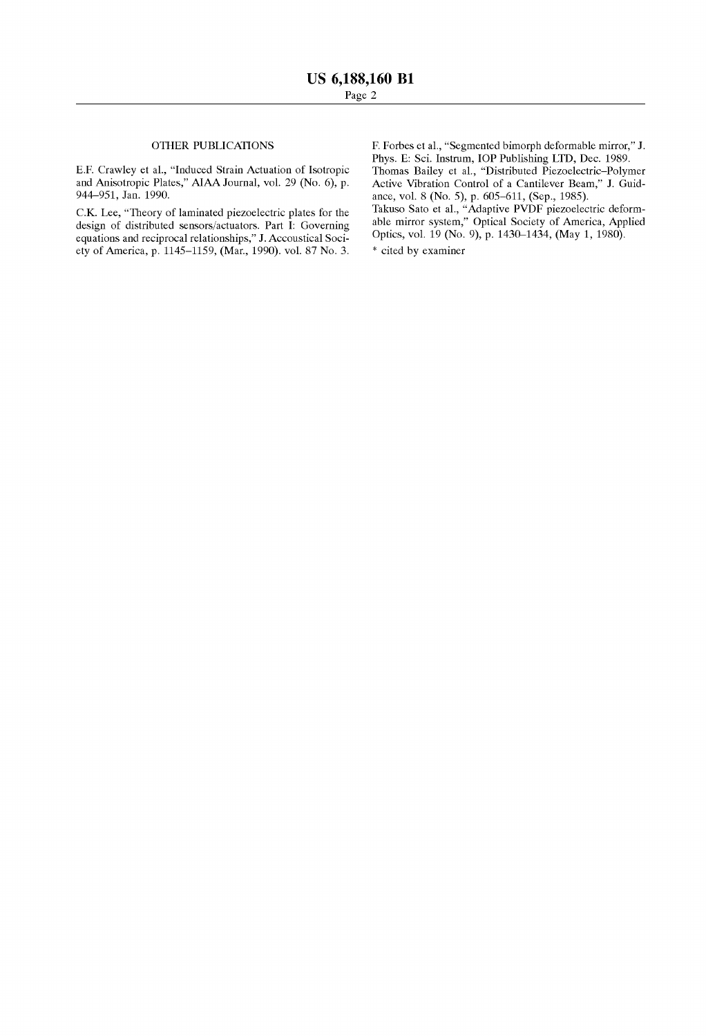## OTHER PUBLICATIONS

E.F. Crawley et al., "Induced Strain Actuation of Isotropic and Anisotropic Plates," AIAA Journal, vol. 29 (No. 6), p. 944–951, Jan. 1990.

C.K. Lee, "Theory of laminated piezoelectric plates for the design of distributed sensors/actuators. Part I: Governing equations and reciprocal relationships," J. Accoustical Society of America, p. 1145–1159, (Mar., 1990). vol. 87 No. 3.

F. Forbes et al., "Segmented bimorph deformable mirror," J. Phys. E: Sci. Instrum, IOP Publishing LTD, Dec. 1989.

Thomas Bailey et al., "Distributed Piezoelectric–Polymer Active Vibration Control of a Cantilever Beam," J. Guidance, vol. 8 (No. 5), p. 605–611, (Sep., 1985).

Takuso Sato et al., "Adaptive PVDF piezoelectric deformable mirror system," Optical Society of America, Applied Optics, vol. 19 (No. 9), p. 1430–1434, (May 1, 1980).

* cited by examiner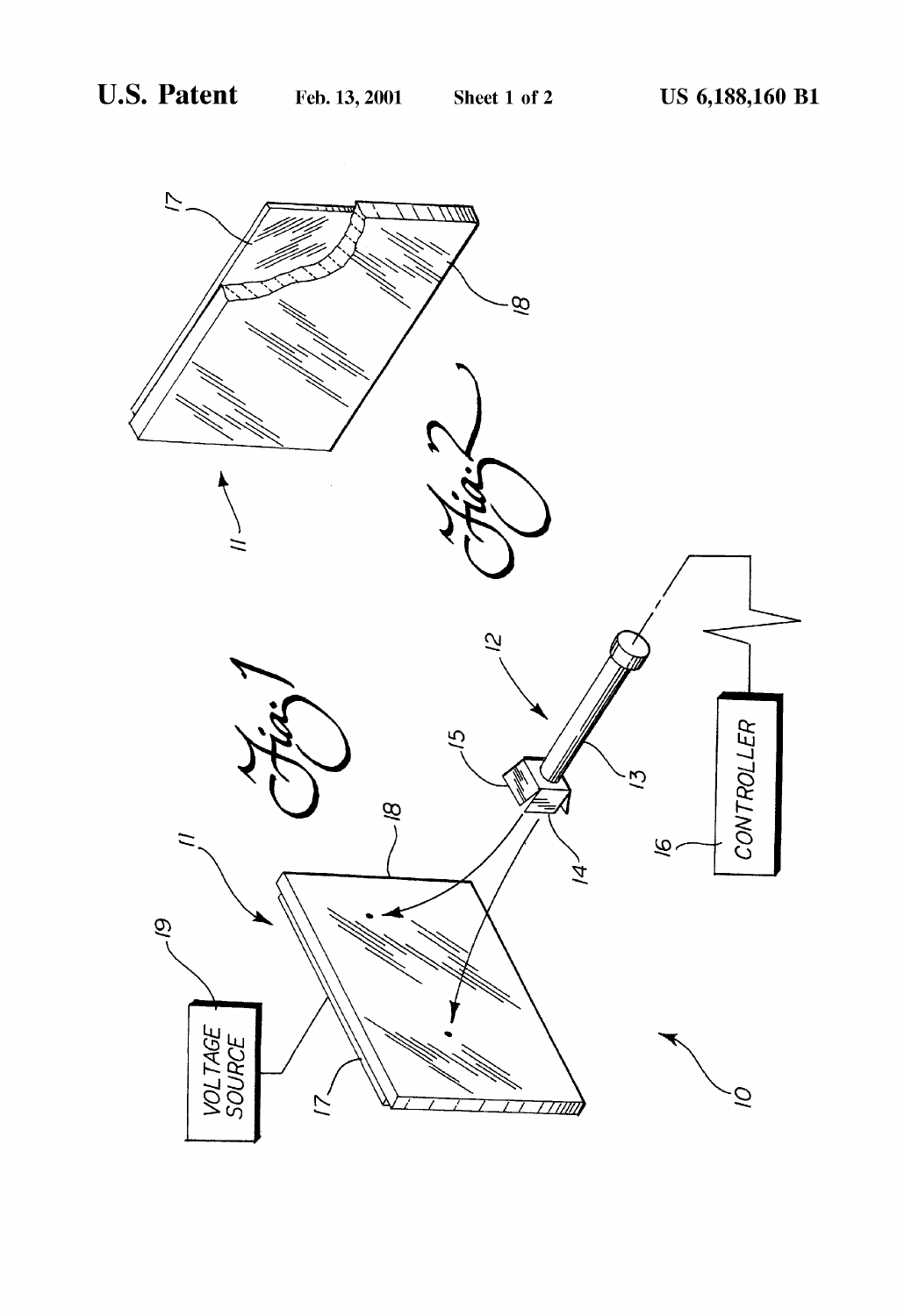VOLTAGE SOURCE

CONTROLLER

Fig. 1

Fig. 2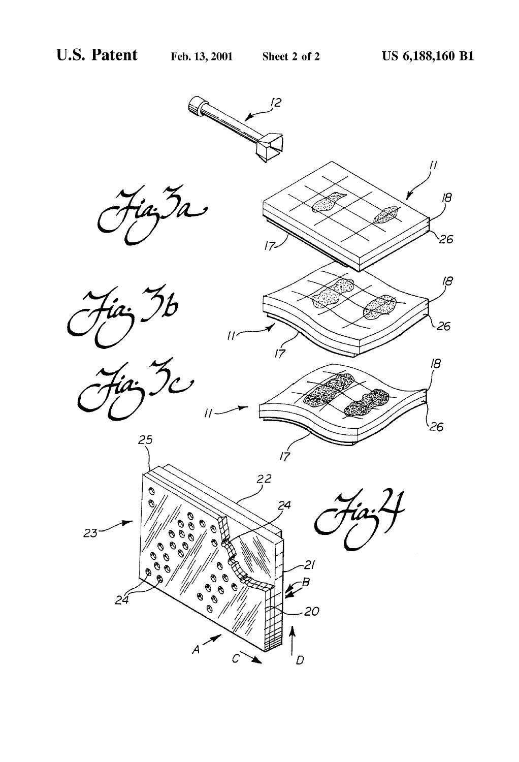Fig. 3a

Fig. 3b

Fig. 3c

Fig. 4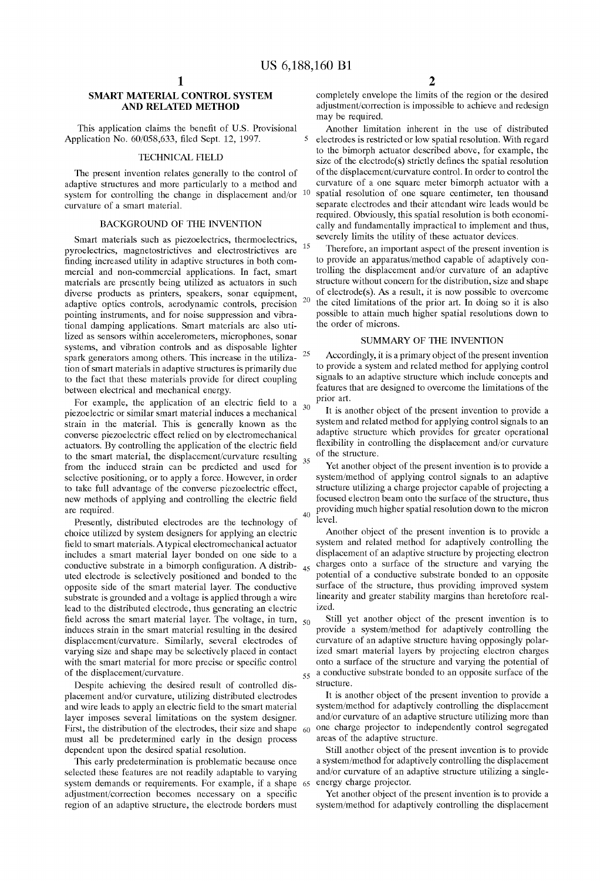# SMART MATERIAL CONTROL SYSTEM AND RELATED METHOD

This application claims the benefit of U.S. Provisional Application No. 60/058,633, filed Sept. 12, 1997.

## TECHNICAL FIELD

The present invention relates generally to the control of adaptive structures and more particularly to a method and system for controlling the change in displacement and/or curvature of a smart material.

## BACKGROUND OF THE INVENTION

Smart materials such as piezoelectrics, thermoelectrics, pyroelectrics, magnetostrictives and electrostrictives are finding increased utility in adaptive structures in both commercial and non-commercial applications. In fact, smart materials are presently being utilized as actuators in such diverse products as printers, speakers, sonar equipment, adaptive optics controls, aerodynamic controls, precision pointing instruments, and for noise suppression and vibrational damping applications. Smart materials are also utilized as sensors within accelerometers, microphones, sonar systems, and vibration controls and as disposable lighter spark generators among others. This increase in the utilization of smart materials in adaptive structures is primarily due to the fact that these materials provide for direct coupling between electrical and mechanical energy.

For example, the application of an electric field to a piezoelectric or similar smart material induces a mechanical strain in the material. This is generally known as the converse piezoelectric effect relied on by electromechanical actuators. By controlling the application of the electric field to the smart material, the displacement/curvature resulting from the induced strain can be predicted and used for selective positioning, or to apply a force. However, in order to take full advantage of the converse piezoelectric effect, new methods of applying and controlling the electric field are required.

Presently, distributed electrodes are the technology of choice utilized by system designers for applying an electric field to smart materials. A typical electromechanical actuator includes a smart material layer bonded on one side to a conductive substrate in a bimorph configuration. A distributed electrode is selectively positioned and bonded to the opposite side of the smart material layer. The conductive substrate is grounded and a voltage is applied through a wire lead to the distributed electrode, thus generating an electric field across the smart material layer. The voltage, in turn, induces strain in the smart material resulting in the desired displacement/curvature. Similarly, several electrodes of varying size and shape may be selectively placed in contact with the smart material for more precise or specific control of the displacement/curvature.

Despite achieving the desired result of controlled displacement and/or curvature, utilizing distributed electrodes and wire leads to apply an electric field to the smart material layer imposes several limitations on the system designer. First, the distribution of the electrodes, their size and shape must all be predetermined early in the design process dependent upon the desired spatial resolution.

This early predetermination is problematic because once selected these features are not readily adaptable to varying system demands or requirements. For example, if a shape adjustment/correction becomes necessary on a specific region of an adaptive structure, the electrode borders must completely envelope the limits of the region or the desired adjustment/correction is impossible to achieve and redesign may be required.

Another limitation inherent in the use of distributed electrodes is restricted or low spatial resolution. With regard to the bimorph actuator described above, for example, the size of the electrode(s) strictly defines the spatial resolution of the displacement/curvature control. In order to control the curvature of a one square meter bimorph actuator with a spatial resolution of one square centimeter, ten thousand separate electrodes and their attendant wire leads would be required. Obviously, this spatial resolution is both economically and fundamentally impractical to implement and thus, severely limits the utility of these actuator devices.

Therefore, an important aspect of the present invention is to provide an apparatus/method capable of adaptively controlling the displacement and/or curvature of an adaptive structure without concern for the distribution, size and shape of electrode(s). As a result, it is now possible to overcome the cited limitations of the prior art. In doing so it is also possible to attain much higher spatial resolutions down to the order of microns.

## SUMMARY OF THE INVENTION

Accordingly, it is a primary object of the present invention to provide a system and related method for applying control signals to an adaptive structure which include concepts and features that are designed to overcome the limitations of the prior art.

It is another object of the present invention to provide a system and related method for applying control signals to an adaptive structure which provides for greater operational flexibility in controlling the displacement and/or curvature of the structure.

Yet another object of the present invention is to provide a system/method of applying control signals to an adaptive structure utilizing a charge projector capable of projecting a focused electron beam onto the surface of the structure, thus providing much higher spatial resolution down to the micron level.

Another object of the present invention is to provide a system and related method for adaptively controlling the displacement of an adaptive structure by projecting electron charges onto a surface of the structure and varying the potential of a conductive substrate bonded to an opposite surface of the structure, thus providing improved system linearity and greater stability margins than heretofore realized.

Still yet another object of the present invention is to provide a system/method for adaptively controlling the curvature of an adaptive structure having opposingly polarized smart material layers by projecting electron charges onto a surface of the structure and varying the potential of a conductive substrate bonded to an opposite surface of the structure.

It is another object of the present invention to provide a system/method for adaptively controlling the displacement and/or curvature of an adaptive structure utilizing more than one charge projector to independently control segregated areas of the adaptive structure.

Still another object of the present invention is to provide a system/method for adaptively controlling the displacement and/or curvature of an adaptive structure utilizing a single-energy charge projector.

Yet another object of the present invention is to provide a system/method for adaptively controlling the displacement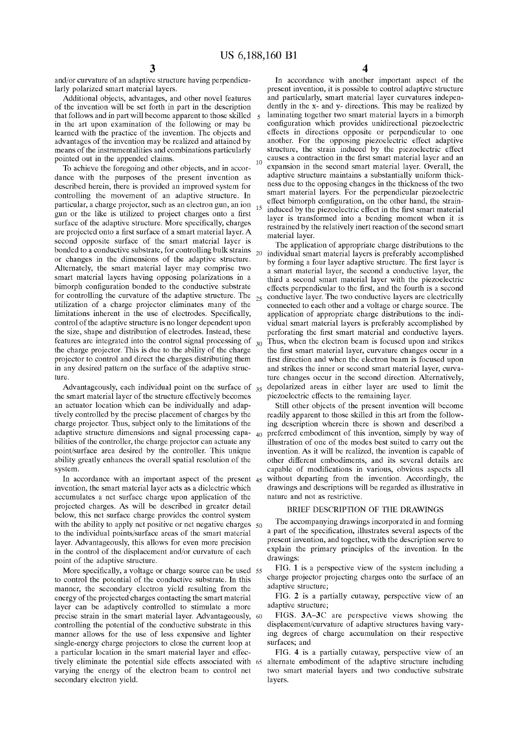and/or curvature of an adaptive structure having perpendicularly polarized smart material layers.

Additional objects, advantages, and other novel features of the invention will be set forth in part in the description that follows and in part will become apparent to those skilled in the art upon examination of the following or may be learned with the practice of the invention. The objects and advantages of the invention may be realized and attained by means of the instrumentalities and combinations particularly pointed out in the appended claims.

To achieve the foregoing and other objects, and in accordance with the purposes of the present invention as described herein, there is provided an improved system for controlling the movement of an adaptive structure. In particular, a charge projector, such as an electron gun, an ion gun or the like is utilized to project charges onto a first surface of the adaptive structure. More specifically, charges are projected onto a first surface of a smart material layer. A second opposite surface of the smart material layer is bonded to a conductive substrate, for controlling bulk strains or changes in the dimensions of the adaptive structure. Alternately, the smart material layer may comprise two smart material layers having opposing polarizations in a bimorph configuration bonded to the conductive substrate for controlling the curvature of the adaptive structure. The utilization of a charge projector eliminates many of the limitations inherent in the use of electrodes. Specifically, control of the adaptive structure is no longer dependent upon the size, shape and distribution of electrodes. Instead, these features are integrated into the control signal processing of the charge projector. This is due to the ability of the charge projector to control and direct the charges distributing them in any desired pattern on the surface of the adaptive structure.

Advantageously, each individual point on the surface of the smart material layer of the structure effectively becomes an actuator location which can be individually and adaptively controlled by the precise placement of charges by the charge projector. Thus, subject only to the limitations of the adaptive structure dimensions and signal processing capabilities of the controller, the charge projector can actuate any point/surface area desired by the controller. This unique ability greatly enhances the overall spatial resolution of the system.

In accordance with an important aspect of the present invention, the smart material layer acts as a dielectric which accumulates a net surface charge upon application of the projected charges. As will be described in greater detail below, this net surface charge provides the control system with the ability to apply net positive or net negative charges to the individual points/surface areas of the smart material layer. Advantageously, this allows for even more precision in the control of the displacement and/or curvature of each point of the adaptive structure.

More specifically, a voltage or charge source can be used to control the potential of the conductive substrate. In this manner, the secondary electron yield resulting from the energy of the projected charges contacting the smart material layer can be adaptively controlled to stimulate a more precise strain in the smart material layer. Advantageously, controlling the potential of the conductive substrate in this manner allows for the use of less expensive and lighter single-energy charge projectors to close the current loop at a particular location in the smart material layer and effectively eliminate the potential side effects associated with varying the energy of the electron beam to control net secondary electron yield.

In accordance with another important aspect of the present invention, it is possible to control adaptive structure and particularly, smart material layer curvatures independently in the x- and y- directions. This may be realized by laminating together two smart material layers in a bimorph configuration which provides unidirectional piezoelectric effects in directions opposite or perpendicular to one another. For the opposing piezoelectric effect adaptive structure, the strain induced by the piezoelectric effect causes a contraction in the first smart material layer and an expansion in the second smart material layer. Overall, the adaptive structure maintains a substantially uniform thickness due to the opposing changes in the thickness of the two smart material layers. For the perpendicular piezoelectric effect bimorph configuration, on the other hand, the strain-induced by the piezoelectric effect in the first smart material layer is transformed into a bending moment when it is restrained by the relatively inert reaction of the second smart material layer.

The application of appropriate charge distributions to the individual smart material layers is preferably accomplished by forming a four layer adaptive structure. The first layer is a smart material layer, the second a conductive layer, the third a second smart material layer with the piezoelectric effects perpendicular to the first, and the fourth is a second conductive layer. The two conductive layers are electrically connected to each other and a voltage or charge source. The application of appropriate charge distributions to the individual smart material layers is preferably accomplished by perforating the first smart material and conductive layers. Thus, when the electron beam is focused upon and strikes the first smart material layer, curvature changes occur in a first direction and when the electron beam is focused upon and strikes the inner or second smart material layer, curvature changes occur in the second direction. Alternatively, depolarized areas in either layer are used to limit the piezoelectric effects to the remaining layer.

Still other objects of the present invention will become readily apparent to those skilled in this art from the following description wherein there is shown and described a preferred embodiment of this invention, simply by way of illustration of one of the modes best suited to carry out the invention. As it will be realized, the invention is capable of other different embodiments, and its several details are capable of modifications in various, obvious aspects all without departing from the invention. Accordingly, the drawings and descriptions will be regarded as illustrative in nature and not as restrictive.

## BRIEF DESCRIPTION OF THE DRAWINGS

The accompanying drawings incorporated in and forming a part of the specification, illustrates several aspects of the present invention, and together, with the description serve to explain the primary principles of the invention. In the drawings:

FIG. 1 is a perspective view of the system including a charge projector projecting charges onto the surface of an adaptive structure;

FIG. 2 is a partially cutaway, perspective view of an adaptive structure;

FIGS. 3A–3C are perspective views showing the displacement/curvature of adaptive structures having varying degrees of charge accumulation on their respective surfaces; and

FIG. 4 is a partially cutaway, perspective view of an alternate embodiment of the adaptive structure including two smart material layers and two conductive substrate layers.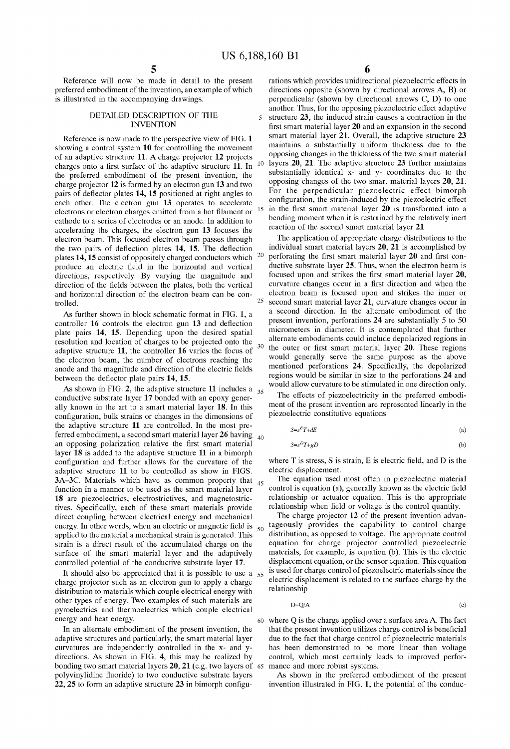Reference will now be made in detail to the present preferred embodiment of the invention, an example of which is illustrated in the accompanying drawings.

## DETAILED DESCRIPTION OF THE INVENTION

Reference is now made to the perspective view of FIG. **1** showing a control system **10** for controlling the movement of an adaptive structure **11**. A charge projector **12** projects charges onto a first surface of the adaptive structure **11**. In the preferred embodiment of the present invention, the charge projector **12** is formed by an electron gun **13** and two pairs of deflector plates **14**, **15** positioned at right angles to each other. The electron gun **13** operates to accelerate electrons or electron charges emitted from a hot filament or cathode to a series of electrodes or an anode. In addition to accelerating the charges, the electron gun **13** focuses the electron beam. This focused electron beam passes through the two pairs of deflection plates **14**, **15**. The deflection plates **14**, **15** consist of oppositely charged conductors which produce an electric field in the horizontal and vertical directions, respectively. By varying the magnitude and direction of the fields between the plates, both the vertical and horizontal direction of the electron beam can be controlled.

As further shown in block schematic format in FIG. **1**, a controller **16** controls the electron gun **13** and deflection plate pairs **14**, **15**. Depending upon the desired spatial resolution and location of charges to be projected onto the adaptive structure **11**, the controller **16** varies the focus of the electron beam, the number of electrons reaching the anode and the magnitude and direction of the electric fields between the deflector plate pairs **14**, **15**.

As shown in FIG. **2**, the adaptive structure **11** includes a conductive substrate layer **17** bonded with an epoxy generally known in the art to a smart material layer **18**. In this configuration, bulk strains or changes in the dimensions of the adaptive structure **11** are controlled. In the most preferred embodiment, a second smart material layer **26** having an opposing polarization relative the first smart material layer **18** is added to the adaptive structure **11** in a bimorph configuration and further allows for the curvature of the adaptive structure **11** to be controlled as show in FIGS. **3A–3C**. Materials which have as common property that function in a manner to be used as the smart material layer **18** are piezoelectrics, electrostrictives, and magnetostrictives. Specifically, each of these smart materials provide direct coupling between electrical energy and mechanical energy. In other words, when an electric or magnetic field is applied to the material a mechanical strain is generated. This strain is a direct result of the accumulated charge on the surface of the smart material layer and the adaptively controlled potential of the conductive substrate layer **17**.

It should also be appreciated that it is possible to use a charge projector such as an electron gun to apply a charge distribution to materials which couple electrical energy with other types of energy. Two examples of such materials are pyroelectrics and thermoelectrics which couple electrical energy and heat energy.

In an alternate embodiment of the present invention, the adaptive structures and particularly, the smart material layer curvatures are independently controlled in the x- and y-directions. As shown in FIG. **4**, this may be realized by bonding two smart material layers **20**, **21** (e.g. two layers of polyvinylidine fluoride) to two conductive substrate layers **22**, **25** to form an adaptive structure **23** in bimorph configurations which provides unidirectional piezoelectric effects in directions opposite (shown by directional arrows A, B) or perpendicular (shown by directional arrows C, D) to one another. Thus, for the opposing piezoelectric effect adaptive structure **23**, the induced strain causes a contraction in the first smart material layer **20** and an expansion in the second smart material layer **21**. Overall, the adaptive structure **23** maintains a substantially uniform thickness due to the opposing changes in the thickness of the two smart material layers **20**, **21**. The adaptive structure **23** further maintains substantially identical x- and y- coordinates due to the opposing changes of the two smart material layers **20**, **21**. For the perpendicular piezoelectric effect bimorph configuration, the strain-induced by the piezoelectric effect in the first smart material layer **20** is transformed into a bending moment when it is restrained by the relatively inert reaction of the second smart material layer **21**.

The application of appropriate charge distributions to the individual smart material layers **20**, **21** is accomplished by perforating the first smart material layer **20** and first conductive substrate layer **25**. Thus, when the electron beam is focused upon and strikes the first smart material layer **20**, curvature changes occur in a first direction and when the electron beam is focused upon and strikes the inner or second smart material layer **21**, curvature changes occur in a second direction. In the alternate embodiment of the present invention, perforations **24** are substantially 5 to 50 micrometers in diameter. It is contemplated that further alternate embodiments could include depolarized regions in the outer or first smart material layer **20**. These regions would generally serve the same purpose as the above mentioned perforations **24**. Specifically, the depolarized regions would be similar in size to the perforations **24** and would allow curvature to be stimulated in one direction only.

The effects of piezoelectricity in the preferred embodiment of the present invention are represented linearly in the piezoelectric constitutive equations

$$S=s^{E}T+dE \tag{a}$$

$$S=s^{D}T+gD \tag{b}$$

where T is stress, S is strain, E is electric field, and D is the electric displacement.

The equation used most often in piezoelectric material control is equation (a), generally known as the electric field relationship or actuator equation. This is the appropriate relationship when field or voltage is the control quantity.

The charge projector **12** of the present invention advantageously provides the capability to control charge distribution, as opposed to voltage. The appropriate control equation for charge projector controlled piezoelectric materials, for example, is equation (b). This is the electric displacement equation, or the sensor equation. This equation is used for charge control of piezoelectric materials since the electric displacement is related to the surface charge by the relationship

$$D=Q/A \tag{c}$$

where Q is the charge applied over a surface area A. The fact that the present invention utilizes charge control is beneficial due to the fact that charge control of piezoelectric materials has been demonstrated to be more linear than voltage control, which most certainly leads to improved performance and more robust systems.

As shown in the preferred embodiment of the present invention illustrated in FIG. **1**, the potential of the conduc-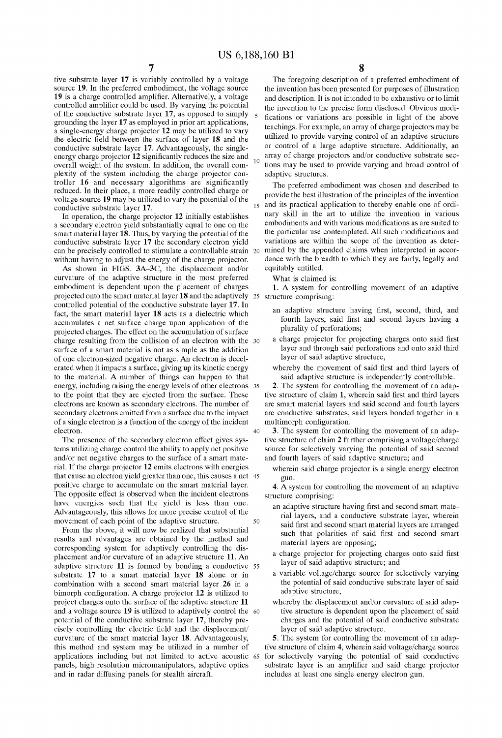tive substrate layer **17** is variably controlled by a voltage source **19**. In the preferred embodiment, the voltage source **19** is a charge controlled amplifier. Alternatively, a voltage controlled amplifier could be used. By varying the potential of the conductive substrate layer **17**, as opposed to simply grounding the layer **17** as employed in prior art applications, a single-energy charge projector **12** may be utilized to vary the electric field between the surface of layer **18** and the conductive substrate layer **17**. Advantageously, the single-energy charge projector **12** significantly reduces the size and overall weight of the system. In addition, the overall complexity of the system including the charge projector controller **16** and necessary algorithms are significantly reduced. In their place, a more readily controlled charge or voltage source **19** may be utilized to vary the potential of the conductive substrate layer **17**.

In operation, the charge projector **12** initially establishes a secondary electron yield substantially equal to one on the smart material layer **18**. Thus, by varying the potential of the conductive substrate layer **17** the secondary electron yield can be precisely controlled to stimulate a controllable strain without having to adjust the energy of the charge projector.

As shown in FIGS. **3A–3C**, the displacement and/or curvature of the adaptive structure in the most preferred embodiment is dependent upon the placement of charges projected onto the smart material layer **18** and the adaptively controlled potential of the conductive substrate layer **17**. In fact, the smart material layer **18** acts as a dielectric which accumulates a net surface charge upon application of the projected charges. The effect on the accumulation of surface charge resulting from the collision of an electron with the surface of a smart material is not as simple as the addition of one electron-sized negative charge. An electron is decelerated when it impacts a surface, giving up its kinetic energy to the material. A number of things can happen to that energy, including raising the energy levels of other electrons to the point that they are ejected from the surface. These electrons are known as secondary electrons. The number of secondary electrons emitted from a surface due to the impact of a single electron is a function of the energy of the incident electron.

The presence of the secondary electron effect gives systems utilizing charge control the ability to apply net positive and/or net negative charges to the surface of a smart material. If the charge projector **12** emits electrons with energies that cause an electron yield greater than one, this causes a net positive charge to accumulate on the smart material layer. The opposite effect is observed when the incident electrons have energies such that the yield is less than one. Advantageously, this allows for more precise control of the movement of each point of the adaptive structure.

From the above, it will now be realized that substantial results and advantages are obtained by the method and corresponding system for adaptively controlling the displacement and/or curvature of an adaptive structure **11**. An adaptive structure **11** is formed by bonding a conductive substrate **17** to a smart material layer **18** alone or in combination with a second smart material layer **26** in a bimorph configuration. A charge projector **12** is utilized to project charges onto the surface of the adaptive structure **11** and a voltage source **19** is utilized to adaptively control the potential of the conductive substrate layer **17**, thereby precisely controlling the electric field and the displacement/curvature of the smart material layer **18**. Advantageously, this method and system may be utilized in a number of applications including but not limited to active acoustic panels, high resolution micromanipulators, adaptive optics and in radar diffusing panels for stealth aircraft.

The foregoing description of a preferred embodiment of the invention has been presented for purposes of illustration and description. It is not intended to be exhaustive or to limit the invention to the precise form disclosed. Obvious modifications or variations are possible in light of the above teachings. For example, an array of charge projectors may be utilized to provide varying control of an adaptive structure or control of a large adaptive structure. Additionally, an array of charge projectors and/or conductive substrate sections may be used to provide varying and broad control of adaptive structures.

The preferred embodiment was chosen and described to provide the best illustration of the principles of the invention and its practical application to thereby enable one of ordinary skill in the art to utilize the invention in various embodiments and with various modifications as are suited to the particular use contemplated. All such modifications and variations are within the scope of the invention as determined by the appended claims when interpreted in accordance with the breadth to which they are fairly, legally and equitably entitled.

What is claimed is:

**1**. A system for controlling movement of an adaptive structure comprising:

an adaptive structure having first, second, third, and fourth layers, said first and second layers having a plurality of perforations;

a charge projector for projecting charges onto said first layer and through said perforations and onto said third layer of said adaptive structure,

whereby the movement of said first and third layers of said adaptive structure is independently controllable.

**2**. The system for controlling the movement of an adaptive structure of claim **1**, wherein said first and third layers are smart material layers and said second and fourth layers are conductive substrates, said layers bonded together in a multimorph configuration.

**3**. The system for controlling the movement of an adaptive structure of claim **2** further comprising a voltage/charge source for selectively varying the potential of said second and fourth layers of said adaptive structure; and

wherein said charge projector is a single energy electron gun.

**4**. A system for controlling the movement of an adaptive structure comprising:

an adaptive structure having first and second smart material layers, and a conductive substrate layer, wherein said first and second smart material layers are arranged such that polarities of said first and second smart material layers are opposing;

a charge projector for projecting charges onto said first layer of said adaptive structure; and

a variable voltage/charge source for selectively varying the potential of said conductive substrate layer of said adaptive structure,

whereby the displacement and/or curvature of said adaptive structure is dependent upon the placement of said charges and the potential of said conductive substrate layer of said adaptive structure.

**5**. The system for controlling the movement of an adaptive structure of claim **4**, wherein said voltage/charge source for selectively varying the potential of said conductive substrate layer is an amplifier and said charge projector includes at least one single energy electron gun.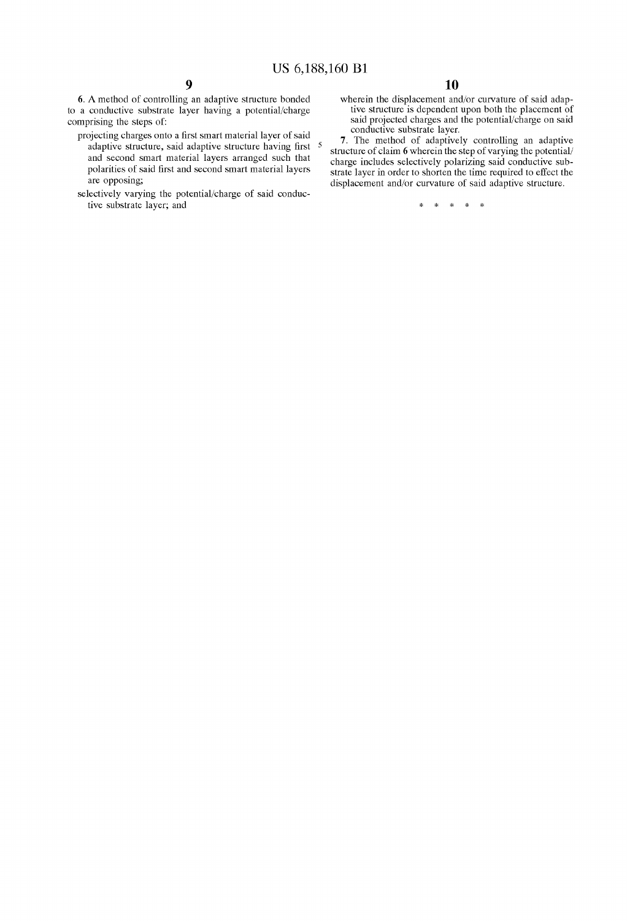6. A method of controlling an adaptive structure bonded to a conductive substrate layer having a potential/charge comprising the steps of:

projecting charges onto a first smart material layer of said adaptive structure, said adaptive structure having first and second smart material layers arranged such that polarities of said first and second smart material layers are opposing;

selectively varying the potential/charge of said conductive substrate layer; and

wherein the displacement and/or curvature of said adaptive structure is dependent upon both the placement of said projected charges and the potential/charge on said conductive substrate layer.

7. The method of adaptively controlling an adaptive structure of claim 6 wherein the step of varying the potential/charge includes selectively polarizing said conductive substrate layer in order to shorten the time required to effect the displacement and/or curvature of said adaptive structure.

* * * * *